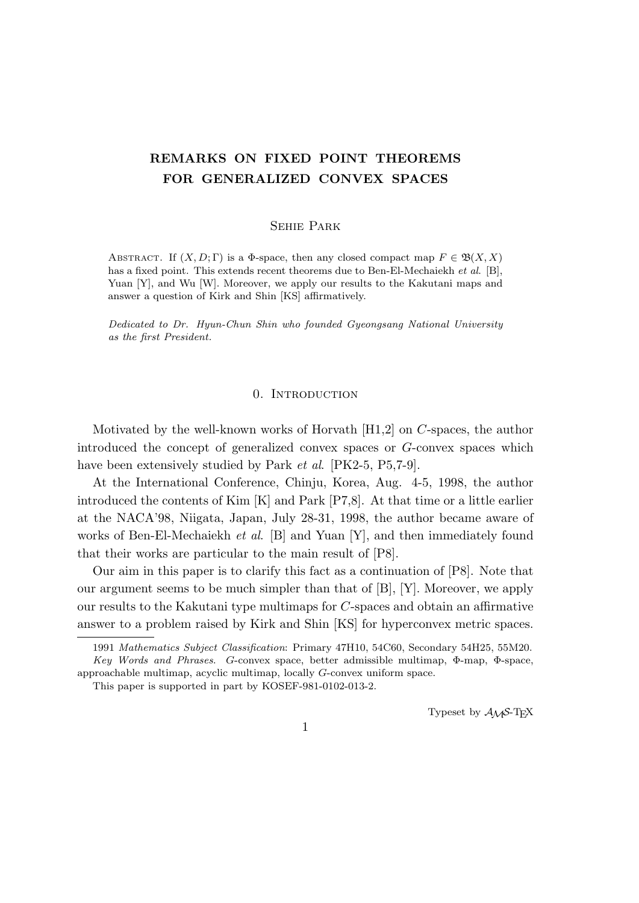# REMARKS ON FIXED POINT THEOREMS FOR GENERALIZED CONVEX SPACES

Sehie Park

Abstract. If $(X, D; \Gamma)$ is a $\Phi$-space, then any closed compact map $F \in \mathfrak{B}(X, X)$ has a fixed point. This extends recent theorems due to Ben-El-Mechaiekh *et al*. [B], Yuan [Y], and Wu [W]. Moreover, we apply our results to the Kakutani maps and answer a question of Kirk and Shin [KS] affirmatively.

*Dedicated to Dr. Hyun-Chun Shin who founded Gyeongsang National University as the first President.*

## 0. Introduction

Motivated by the well-known works of Horvath [H1,2] on $C$-spaces, the author introduced the concept of generalized convex spaces or $G$-convex spaces which have been extensively studied by Park *et al*. [PK2-5, P5,7-9].

At the International Conference, Chinju, Korea, Aug. 4-5, 1998, the author introduced the contents of Kim [K] and Park [P7,8]. At that time or a little earlier at the NACA'98, Niigata, Japan, July 28-31, 1998, the author became aware of works of Ben-El-Mechaiekh *et al*. [B] and Yuan [Y], and then immediately found that their works are particular to the main result of [P8].

Our aim in this paper is to clarify this fact as a continuation of [P8]. Note that our argument seems to be much simpler than that of [B], [Y]. Moreover, we apply our results to the Kakutani type multimaps for $C$-spaces and obtain an affirmative answer to a problem raised by Kirk and Shin [KS] for hyperconvex metric spaces.

---

1991 *Mathematics Subject Classification*: Primary 47H10, 54C60, Secondary 54H25, 55M20.

*Key Words and Phrases*. $G$-convex space, better admissible multimap, $\Phi$-map, $\Phi$-space, approachable multimap, acyclic multimap, locally $G$-convex uniform space.

This paper is supported in part by KOSEF-981-0102-013-2.

Typeset by $\mathcal{A}_\mathcal{M}\mathcal{S}$-TEX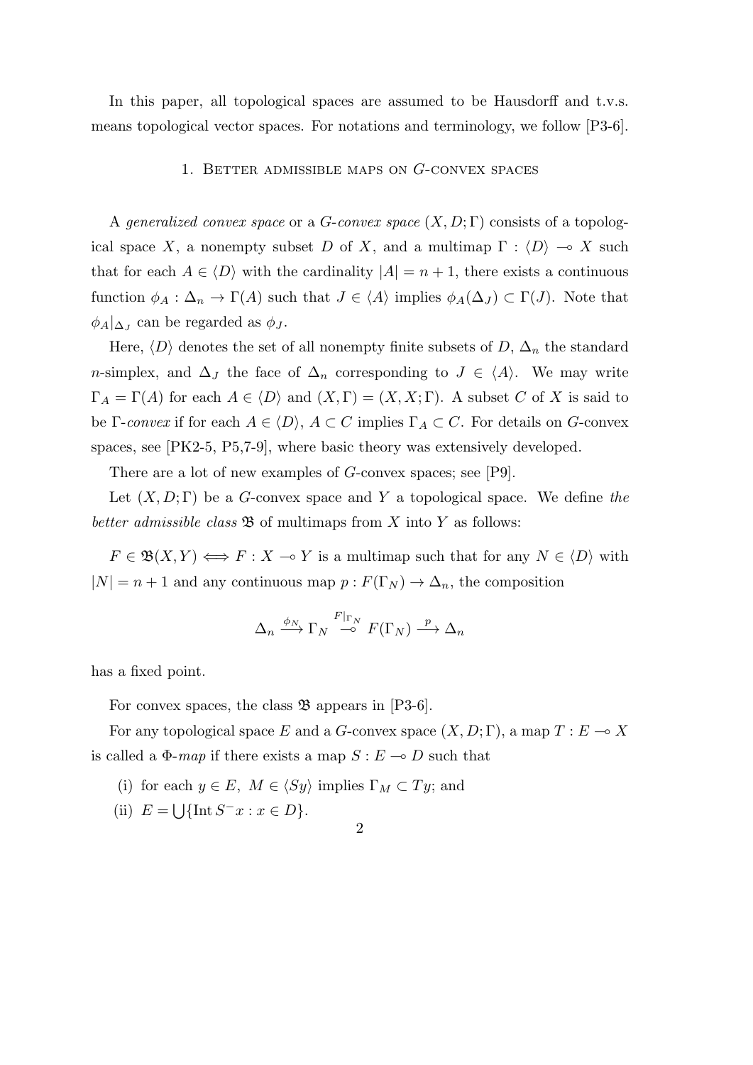In this paper, all topological spaces are assumed to be Hausdorff and t.v.s. means topological vector spaces. For notations and terminology, we follow [P3-6].

## 1. Better admissible maps on $G$-convex spaces

A *generalized convex space* or a *$G$-convex space* $(X, D; \Gamma)$ consists of a topological space $X$, a nonempty subset $D$ of $X$, and a multimap $\Gamma : \langle D \rangle \multimap X$ such that for each $A \in \langle D \rangle$ with the cardinality $|A| = n + 1$, there exists a continuous function $\phi_A : \Delta_n \to \Gamma(A)$ such that $J \in \langle A \rangle$ implies $\phi_A(\Delta_J) \subset \Gamma(J)$. Note that $\phi_A|_{\Delta_J}$ can be regarded as $\phi_J$.

Here, $\langle D \rangle$ denotes the set of all nonempty finite subsets of $D$, $\Delta_n$ the standard $n$-simplex, and $\Delta_J$ the face of $\Delta_n$ corresponding to $J \in \langle A \rangle$. We may write $\Gamma_A = \Gamma(A)$ for each $A \in \langle D \rangle$ and $(X, \Gamma) = (X, X; \Gamma)$. A subset $C$ of $X$ is said to be *$\Gamma$-convex* if for each $A \in \langle D \rangle$, $A \subset C$ implies $\Gamma_A \subset C$. For details on $G$-convex spaces, see [PK2-5, P5,7-9], where basic theory was extensively developed.

There are a lot of new examples of $G$-convex spaces; see [P9].

Let $(X, D; \Gamma)$ be a $G$-convex space and $Y$ a topological space. We define *the better admissible class* $\mathfrak{B}$ of multimaps from $X$ into $Y$ as follows:

$F \in \mathfrak{B}(X, Y) \Longleftrightarrow F : X \multimap Y$ is a multimap such that for any $N \in \langle D \rangle$ with $|N| = n + 1$ and any continuous map $p : F(\Gamma_N) \to \Delta_n$, the composition

$$\Delta_n \xrightarrow{\phi_N} \Gamma_N \overset{F|_{\Gamma_N}}{\multimap} F(\Gamma_N) \xrightarrow{p} \Delta_n$$

has a fixed point.

For convex spaces, the class $\mathfrak{B}$ appears in [P3-6].

For any topological space $E$ and a $G$-convex space $(X, D; \Gamma)$, a map $T : E \multimap X$ is called a *$\Phi$-map* if there exists a map $S : E \multimap D$ such that

(i) for each $y \in E$, $M \in \langle Sy \rangle$ implies $\Gamma_M \subset Ty$; and

(ii) $E = \bigcup \{ \operatorname{Int} S^{-}x : x \in D \}$.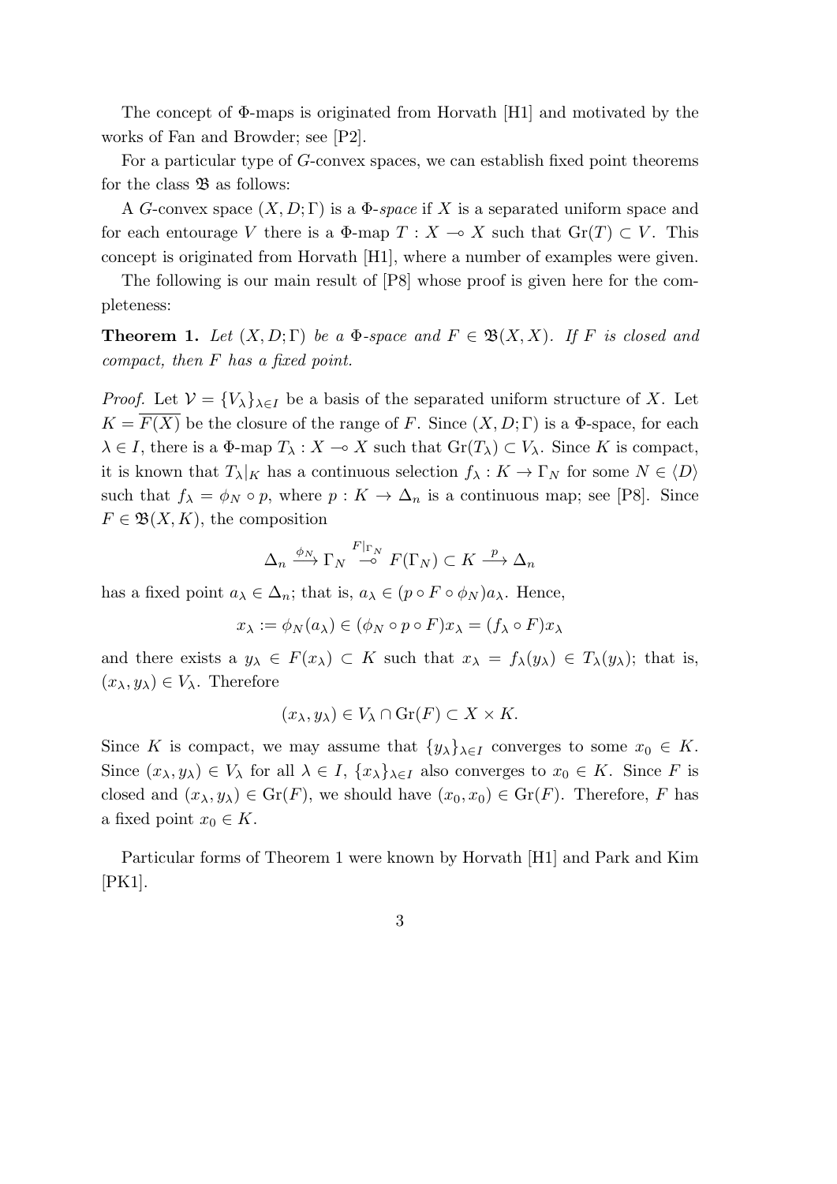The concept of Φ-maps is originated from Horvath [H1] and motivated by the works of Fan and Browder; see [P2].

For a particular type of $G$-convex spaces, we can establish fixed point theorems for the class $\mathfrak{B}$ as follows:

A $G$-convex space $(X, D; \Gamma)$ is a *Φ-space* if $X$ is a separated uniform space and for each entourage $V$ there is a Φ-map $T : X \multimap X$ such that $\mathrm{Gr}(T) \subset V$. This concept is originated from Horvath [H1], where a number of examples were given.

The following is our main result of [P8] whose proof is given here for the completeness:

**Theorem 1.** *Let $(X, D; \Gamma)$ be a Φ-space and $F \in \mathfrak{B}(X, X)$. If $F$ is closed and compact, then $F$ has a fixed point.*

*Proof.* Let $\mathcal{V} = \{V_\lambda\}_{\lambda \in I}$ be a basis of the separated uniform structure of $X$. Let $K = \overline{F(X)}$ be the closure of the range of $F$. Since $(X, D; \Gamma)$ is a Φ-space, for each $\lambda \in I$, there is a Φ-map $T_\lambda : X \multimap X$ such that $\mathrm{Gr}(T_\lambda) \subset V_\lambda$. Since $K$ is compact, it is known that $T_\lambda|_K$ has a continuous selection $f_\lambda : K \to \Gamma_N$ for some $N \in \langle D \rangle$ such that $f_\lambda = \phi_N \circ p$, where $p : K \to \Delta_n$ is a continuous map; see [P8]. Since $F \in \mathfrak{B}(X, K)$, the composition

$$\Delta_n \xrightarrow{\phi_N} \Gamma_N \overset{F|_{\Gamma_N}}{\multimap} F(\Gamma_N) \subset K \xrightarrow{p} \Delta_n$$

has a fixed point $a_\lambda \in \Delta_n$; that is, $a_\lambda \in (p \circ F \circ \phi_N)a_\lambda$. Hence,

$$x_\lambda := \phi_N(a_\lambda) \in (\phi_N \circ p \circ F)x_\lambda = (f_\lambda \circ F)x_\lambda$$

and there exists a $y_\lambda \in F(x_\lambda) \subset K$ such that $x_\lambda = f_\lambda(y_\lambda) \in T_\lambda(y_\lambda)$; that is, $(x_\lambda, y_\lambda) \in V_\lambda$. Therefore

$$(x_\lambda, y_\lambda) \in V_\lambda \cap \mathrm{Gr}(F) \subset X \times K.$$

Since $K$ is compact, we may assume that $\{y_\lambda\}_{\lambda \in I}$ converges to some $x_0 \in K$. Since $(x_\lambda, y_\lambda) \in V_\lambda$ for all $\lambda \in I$, $\{x_\lambda\}_{\lambda \in I}$ also converges to $x_0 \in K$. Since $F$ is closed and $(x_\lambda, y_\lambda) \in \mathrm{Gr}(F)$, we should have $(x_0, x_0) \in \mathrm{Gr}(F)$. Therefore, $F$ has a fixed point $x_0 \in K$.

Particular forms of Theorem 1 were known by Horvath [H1] and Park and Kim [PK1].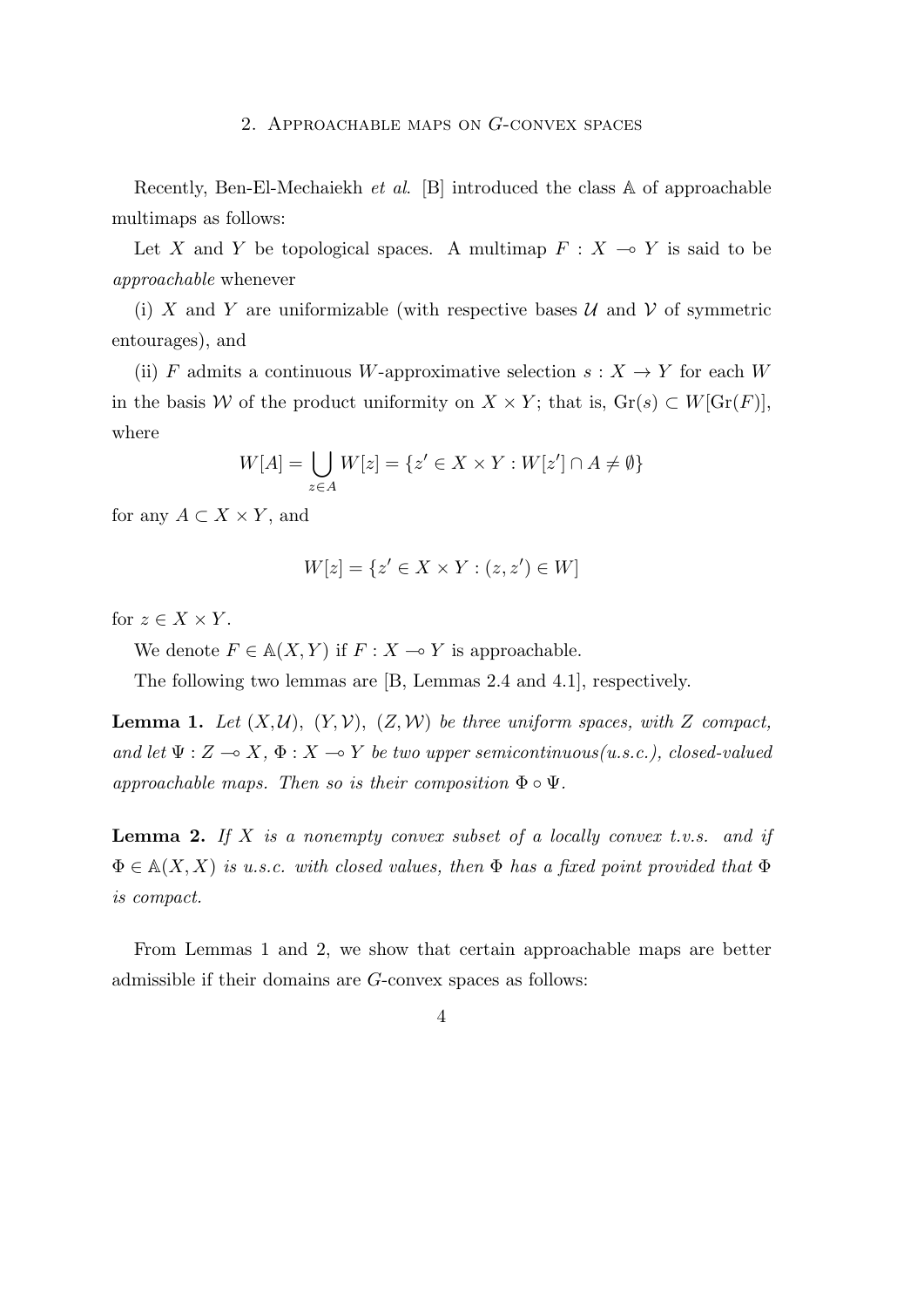## 2. Approachable maps on $G$-convex spaces

Recently, Ben-El-Mechaiekh *et al*. [B] introduced the class $\mathbb{A}$ of approachable multimaps as follows:

Let $X$ and $Y$ be topological spaces. A multimap $F : X \multimap Y$ is said to be *approachable* whenever

(i) $X$ and $Y$ are uniformizable (with respective bases $\mathcal{U}$ and $\mathcal{V}$ of symmetric entourages), and

(ii) $F$ admits a continuous $W$-approximative selection $s : X \to Y$ for each $W$ in the basis $\mathcal{W}$ of the product uniformity on $X \times Y$; that is, $\mathrm{Gr}(s) \subset W[\mathrm{Gr}(F)]$, where

$$W[A] = \bigcup_{z \in A} W[z] = \{z' \in X \times Y : W[z'] \cap A \neq \emptyset\}$$

for any $A \subset X \times Y$, and

$$W[z] = \{z' \in X \times Y : (z, z') \in W]$$

for $z \in X \times Y$.

We denote $F \in \mathbb{A}(X, Y)$ if $F : X \multimap Y$ is approachable.

The following two lemmas are [B, Lemmas 2.4 and 4.1], respectively.

**Lemma 1.** *Let $(X, \mathcal{U})$, $(Y, \mathcal{V})$, $(Z, \mathcal{W})$ be three uniform spaces, with $Z$ compact, and let $\Psi : Z \multimap X$, $\Phi : X \multimap Y$ be two upper semicontinuous(u.s.c.), closed-valued approachable maps. Then so is their composition $\Phi \circ \Psi$.*

**Lemma 2.** *If $X$ is a nonempty convex subset of a locally convex t.v.s. and if $\Phi \in \mathbb{A}(X, X)$ is u.s.c. with closed values, then $\Phi$ has a fixed point provided that $\Phi$ is compact.*

From Lemmas 1 and 2, we show that certain approachable maps are better admissible if their domains are $G$-convex spaces as follows: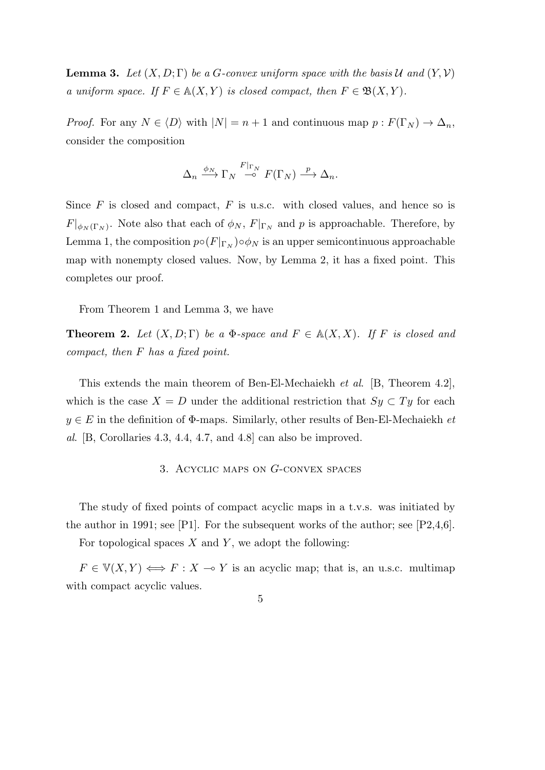**Lemma 3.** *Let $(X, D; \Gamma)$ be a $G$-convex uniform space with the basis $\mathcal{U}$ and $(Y, \mathcal{V})$ a uniform space. If $F \in \mathbb{A}(X, Y)$ is closed compact, then $F \in \mathfrak{B}(X, Y)$.*

*Proof.* For any $N \in \langle D \rangle$ with $|N| = n + 1$ and continuous map $p : F(\Gamma_N) \to \Delta_n$, consider the composition

$$\Delta_n \xrightarrow{\phi_N} \Gamma_N \overset{F|_{\Gamma_N}}{\multimap} F(\Gamma_N) \xrightarrow{p} \Delta_n.$$

Since $F$ is closed and compact, $F$ is u.s.c. with closed values, and hence so is $F|_{\phi_N(\Gamma_N)}$. Note also that each of $\phi_N$, $F|_{\Gamma_N}$ and $p$ is approachable. Therefore, by Lemma 1, the composition $p \circ (F|_{\Gamma_N}) \circ \phi_N$ is an upper semicontinuous approachable map with nonempty closed values. Now, by Lemma 2, it has a fixed point. This completes our proof.

From Theorem 1 and Lemma 3, we have

**Theorem 2.** *Let $(X, D; \Gamma)$ be a $\Phi$-space and $F \in \mathbb{A}(X, X)$. If $F$ is closed and compact, then $F$ has a fixed point.*

This extends the main theorem of Ben-El-Mechaiekh *et al*. [B, Theorem 4.2], which is the case $X = D$ under the additional restriction that $Sy \subset Ty$ for each $y \in E$ in the definition of $\Phi$-maps. Similarly, other results of Ben-El-Mechaiekh *et al*. [B, Corollaries 4.3, 4.4, 4.7, and 4.8] can also be improved.

## 3. Acyclic maps on $G$-convex spaces

The study of fixed points of compact acyclic maps in a t.v.s. was initiated by the author in 1991; see [P1]. For the subsequent works of the author; see [P2,4,6].

For topological spaces $X$ and $Y$, we adopt the following:

$F \in \mathbb{V}(X, Y) \iff F : X \multimap Y$ is an acyclic map; that is, an u.s.c. multimap with compact acyclic values.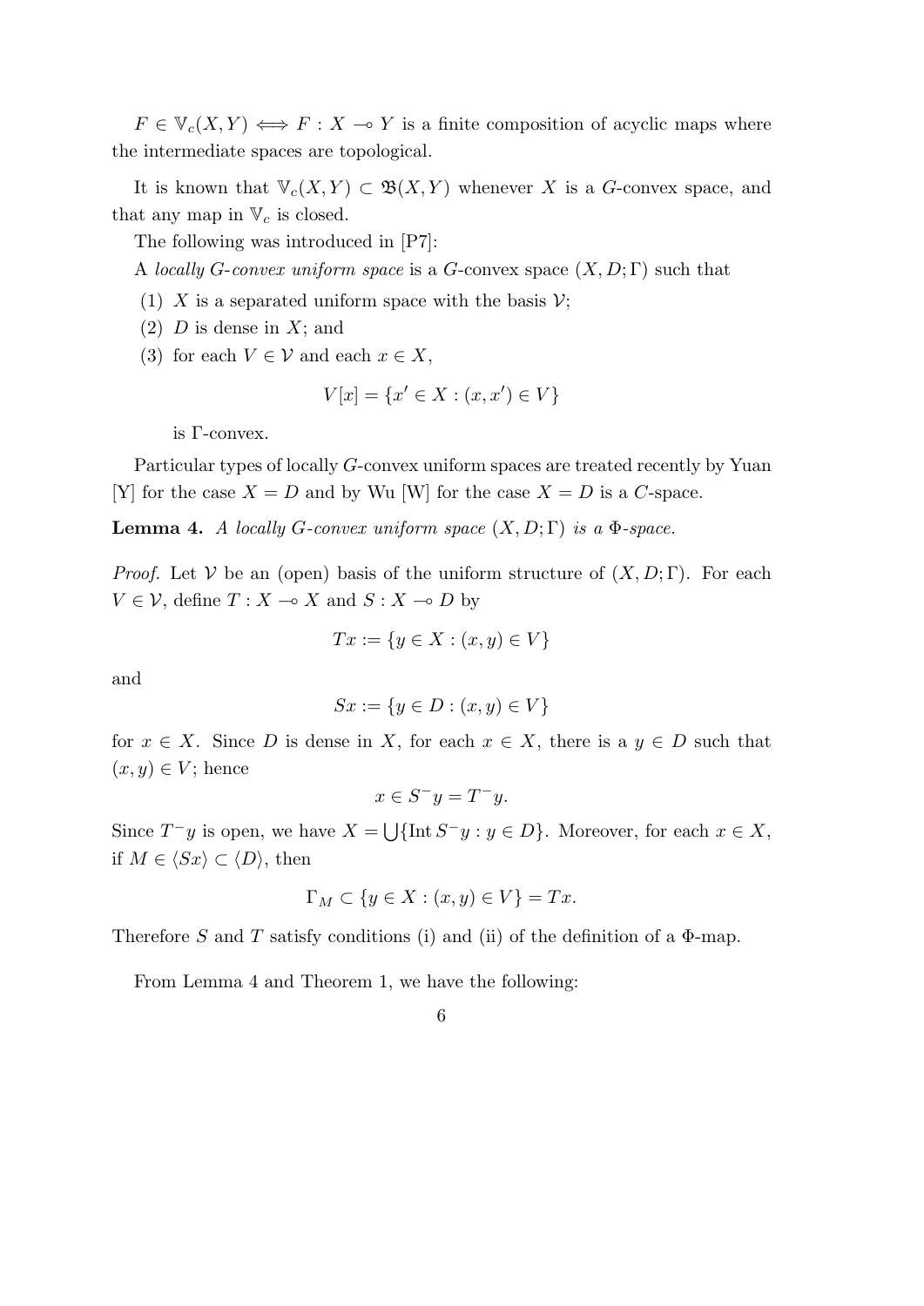$F \in \mathbb{V}_c(X, Y) \iff F : X \multimap Y$ is a finite composition of acyclic maps where the intermediate spaces are topological.

It is known that $\mathbb{V}_c(X, Y) \subset \mathfrak{B}(X, Y)$ whenever $X$ is a $G$-convex space, and that any map in $\mathbb{V}_c$ is closed.

The following was introduced in [P7]:

A *locally G-convex uniform space* is a $G$-convex space $(X, D; \Gamma)$ such that

(1) $X$ is a separated uniform space with the basis $\mathcal{V}$;

(2) $D$ is dense in $X$; and

(3) for each $V \in \mathcal{V}$ and each $x \in X$,

$$V[x] = \{x' \in X : (x, x') \in V\}$$

is $\Gamma$-convex.

Particular types of locally $G$-convex uniform spaces are treated recently by Yuan [Y] for the case $X = D$ and by Wu [W] for the case $X = D$ is a $C$-space.

**Lemma 4.** *A locally G-convex uniform space $(X, D; \Gamma)$ is a $\Phi$-space.*

*Proof.* Let $\mathcal{V}$ be an (open) basis of the uniform structure of $(X, D; \Gamma)$. For each $V \in \mathcal{V}$, define $T : X \multimap X$ and $S : X \multimap D$ by

$$Tx := \{y \in X : (x, y) \in V\}$$

and

$$Sx := \{y \in D : (x, y) \in V\}$$

for $x \in X$. Since $D$ is dense in $X$, for each $x \in X$, there is a $y \in D$ such that $(x, y) \in V$; hence

$$x \in S^- y = T^- y.$$

Since $T^- y$ is open, we have $X = \bigcup\{\text{Int}\, S^- y : y \in D\}$. Moreover, for each $x \in X$, if $M \in \langle Sx \rangle \subset \langle D \rangle$, then

$$\Gamma_M \subset \{y \in X : (x, y) \in V\} = Tx.$$

Therefore $S$ and $T$ satisfy conditions (i) and (ii) of the definition of a $\Phi$-map.

From Lemma 4 and Theorem 1, we have the following: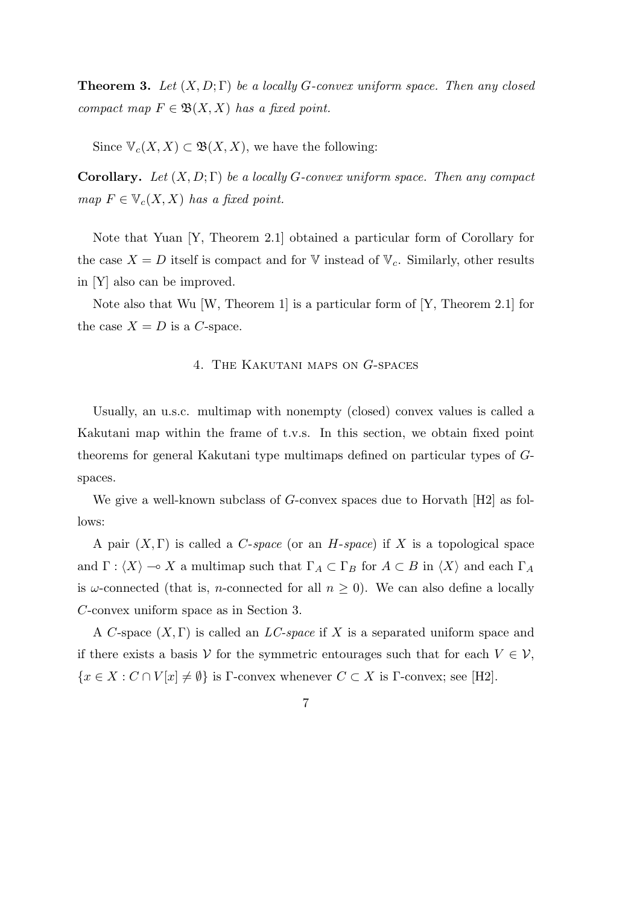**Theorem 3.** *Let $(X, D; \Gamma)$ be a locally $G$-convex uniform space. Then any closed compact map $F \in \mathfrak{B}(X, X)$ has a fixed point.*

Since $\mathbb{V}_c(X, X) \subset \mathfrak{B}(X, X)$, we have the following:

**Corollary.** *Let $(X, D; \Gamma)$ be a locally $G$-convex uniform space. Then any compact map $F \in \mathbb{V}_c(X, X)$ has a fixed point.*

Note that Yuan [Y, Theorem 2.1] obtained a particular form of Corollary for the case $X = D$ itself is compact and for $\mathbb{V}$ instead of $\mathbb{V}_c$. Similarly, other results in [Y] also can be improved.

Note also that Wu [W, Theorem 1] is a particular form of [Y, Theorem 2.1] for the case $X = D$ is a $C$-space.

## 4. The Kakutani maps on $G$-spaces

Usually, an u.s.c. multimap with nonempty (closed) convex values is called a Kakutani map within the frame of t.v.s. In this section, we obtain fixed point theorems for general Kakutani type multimaps defined on particular types of $G$-spaces.

We give a well-known subclass of $G$-convex spaces due to Horvath [H2] as follows:

A pair $(X, \Gamma)$ is called a *$C$-space* (or an *$H$-space*) if $X$ is a topological space and $\Gamma : \langle X \rangle \multimap X$ a multimap such that $\Gamma_A \subset \Gamma_B$ for $A \subset B$ in $\langle X \rangle$ and each $\Gamma_A$ is $\omega$-connected (that is, $n$-connected for all $n \geq 0$). We can also define a locally $C$-convex uniform space as in Section 3.

A $C$-space $(X, \Gamma)$ is called an *$LC$-space* if $X$ is a separated uniform space and if there exists a basis $\mathcal{V}$ for the symmetric entourages such that for each $V \in \mathcal{V}$, $\{x \in X : C \cap V[x] \neq \emptyset\}$ is $\Gamma$-convex whenever $C \subset X$ is $\Gamma$-convex; see [H2].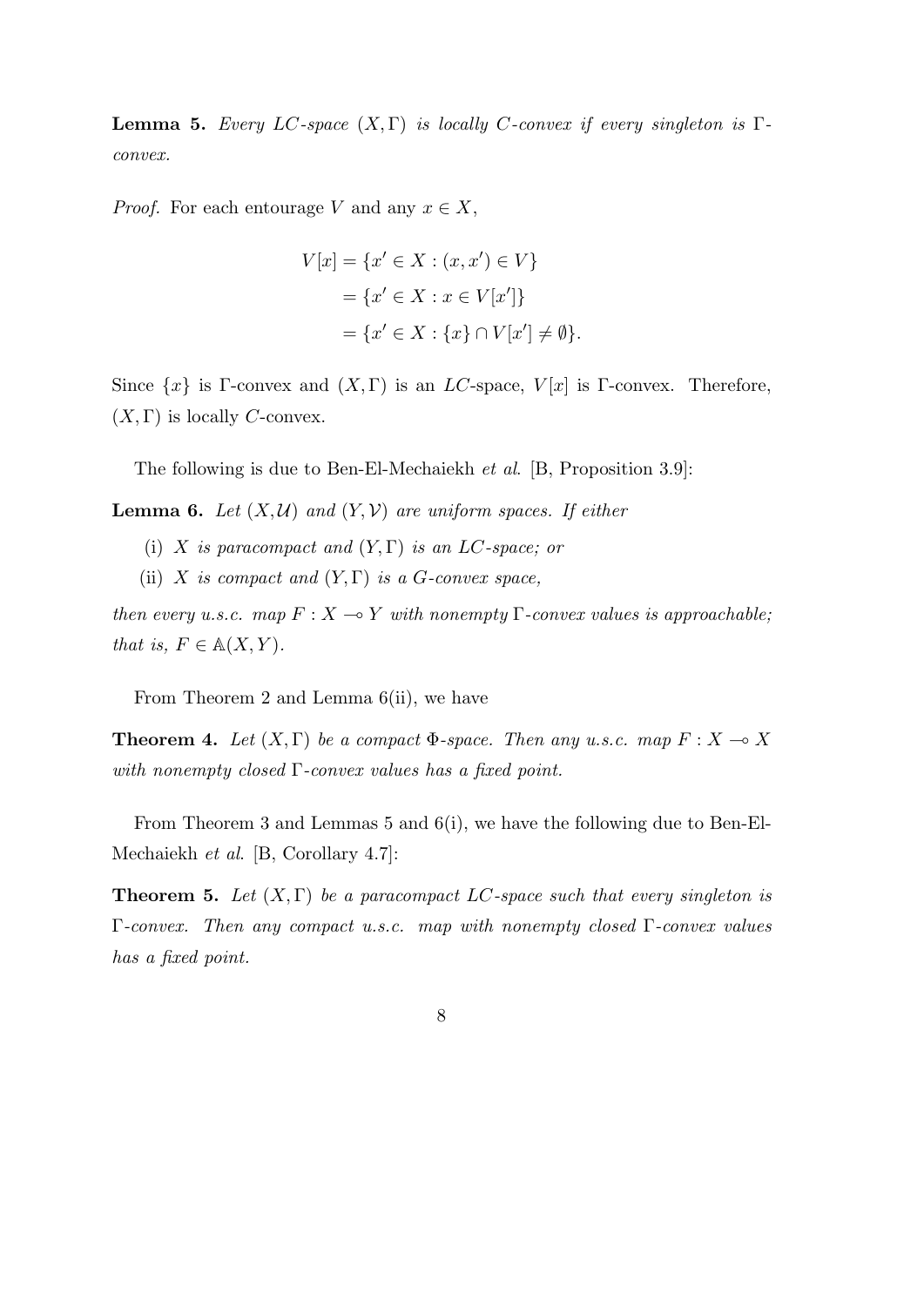**Lemma 5.** *Every LC-space $(X, \Gamma)$ is locally C-convex if every singleton is $\Gamma$-convex.*

*Proof.* For each entourage $V$ and any $x \in X$,

$$
\begin{aligned}
V[x] &= \{x' \in X : (x, x') \in V\} \\
&= \{x' \in X : x \in V[x']\} \\
&= \{x' \in X : \{x\} \cap V[x'] \neq \emptyset\}.
\end{aligned}
$$

Since $\{x\}$ is $\Gamma$-convex and $(X, \Gamma)$ is an $LC$-space, $V[x]$ is $\Gamma$-convex. Therefore, $(X, \Gamma)$ is locally $C$-convex.

The following is due to Ben-El-Mechaiekh *et al.* [B, Proposition 3.9]:

**Lemma 6.** *Let $(X, \mathcal{U})$ and $(Y, \mathcal{V})$ are uniform spaces. If either*

(i) *$X$ is paracompact and $(Y, \Gamma)$ is an LC-space; or*

(ii) *$X$ is compact and $(Y, \Gamma)$ is a G-convex space,*

*then every u.s.c. map $F : X \multimap Y$ with nonempty $\Gamma$-convex values is approachable; that is, $F \in \mathbb{A}(X, Y)$.*

From Theorem 2 and Lemma 6(ii), we have

**Theorem 4.** *Let $(X, \Gamma)$ be a compact $\Phi$-space. Then any u.s.c. map $F : X \multimap X$ with nonempty closed $\Gamma$-convex values has a fixed point.*

From Theorem 3 and Lemmas 5 and 6(i), we have the following due to Ben-El-Mechaiekh *et al.* [B, Corollary 4.7]:

**Theorem 5.** *Let $(X, \Gamma)$ be a paracompact LC-space such that every singleton is $\Gamma$-convex. Then any compact u.s.c. map with nonempty closed $\Gamma$-convex values has a fixed point.*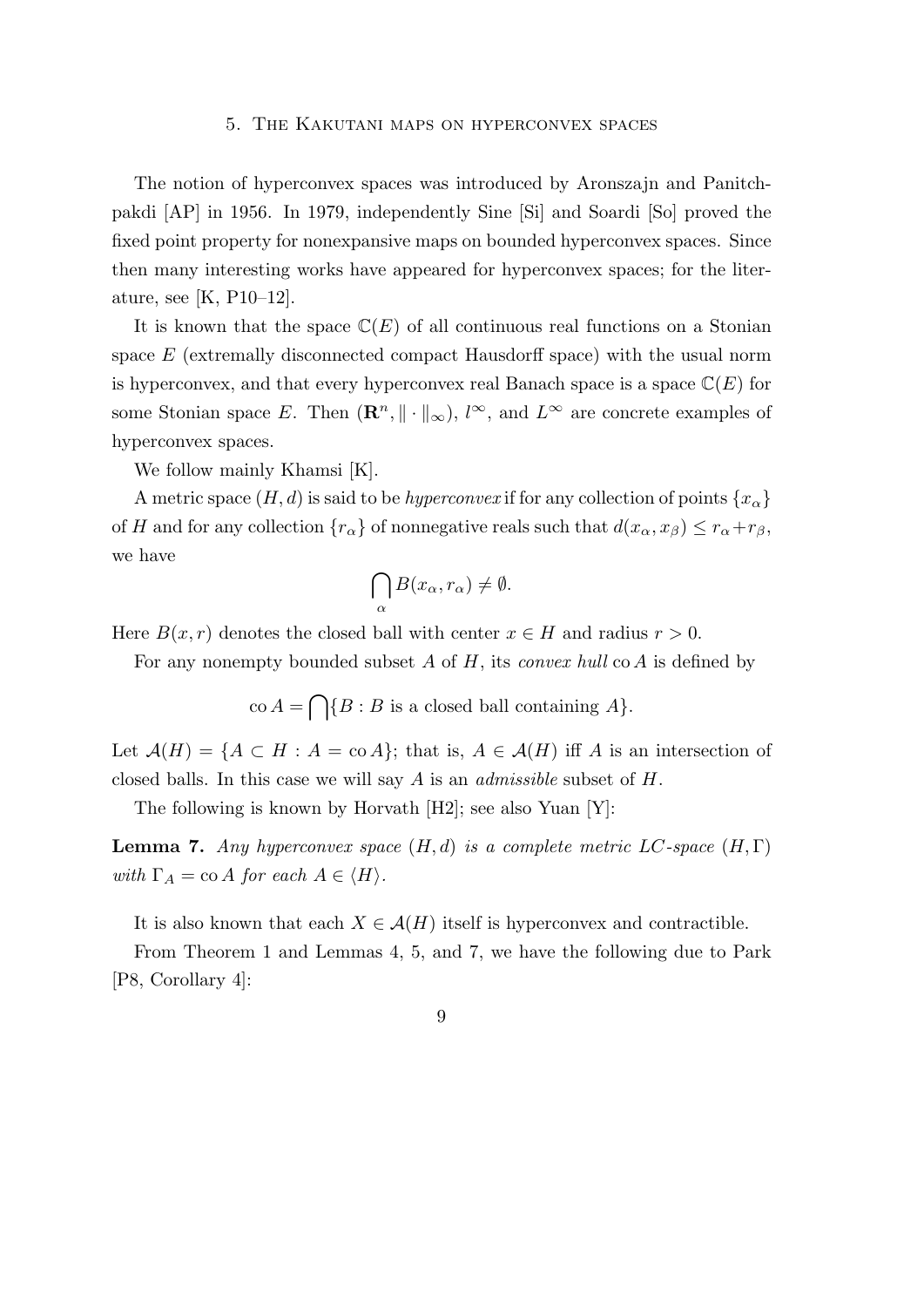## 5. The Kakutani maps on hyperconvex spaces

The notion of hyperconvex spaces was introduced by Aronszajn and Panitchpakdi [AP] in 1956. In 1979, independently Sine [Si] and Soardi [So] proved the fixed point property for nonexpansive maps on bounded hyperconvex spaces. Since then many interesting works have appeared for hyperconvex spaces; for the literature, see [K, P10–12].

It is known that the space $\mathbb{C}(E)$ of all continuous real functions on a Stonian space $E$ (extremally disconnected compact Hausdorff space) with the usual norm is hyperconvex, and that every hyperconvex real Banach space is a space $\mathbb{C}(E)$ for some Stonian space $E$. Then $(\mathbf{R}^n, \|\cdot\|_\infty)$, $l^\infty$, and $L^\infty$ are concrete examples of hyperconvex spaces.

We follow mainly Khamsi [K].

A metric space $(H, d)$ is said to be *hyperconvex* if for any collection of points $\{x_\alpha\}$ of $H$ and for any collection $\{r_\alpha\}$ of nonnegative reals such that $d(x_\alpha, x_\beta) \leq r_\alpha + r_\beta$, we have

$$\bigcap_\alpha B(x_\alpha, r_\alpha) \neq \emptyset.$$

Here $B(x, r)$ denotes the closed ball with center $x \in H$ and radius $r > 0$.

For any nonempty bounded subset $A$ of $H$, its *convex hull* $\operatorname{co} A$ is defined by

$$\operatorname{co} A = \bigcap \{B : B \text{ is a closed ball containing } A\}.$$

Let $\mathcal{A}(H) = \{A \subset H : A = \operatorname{co} A\}$; that is, $A \in \mathcal{A}(H)$ iff $A$ is an intersection of closed balls. In this case we will say $A$ is an *admissible* subset of $H$.

The following is known by Horvath [H2]; see also Yuan [Y]:

**Lemma 7.** *Any hyperconvex space $(H, d)$ is a complete metric LC-space $(H, \Gamma)$ with $\Gamma_A = \operatorname{co} A$ for each $A \in \langle H \rangle$.*

It is also known that each $X \in \mathcal{A}(H)$ itself is hyperconvex and contractible.

From Theorem 1 and Lemmas 4, 5, and 7, we have the following due to Park [P8, Corollary 4]: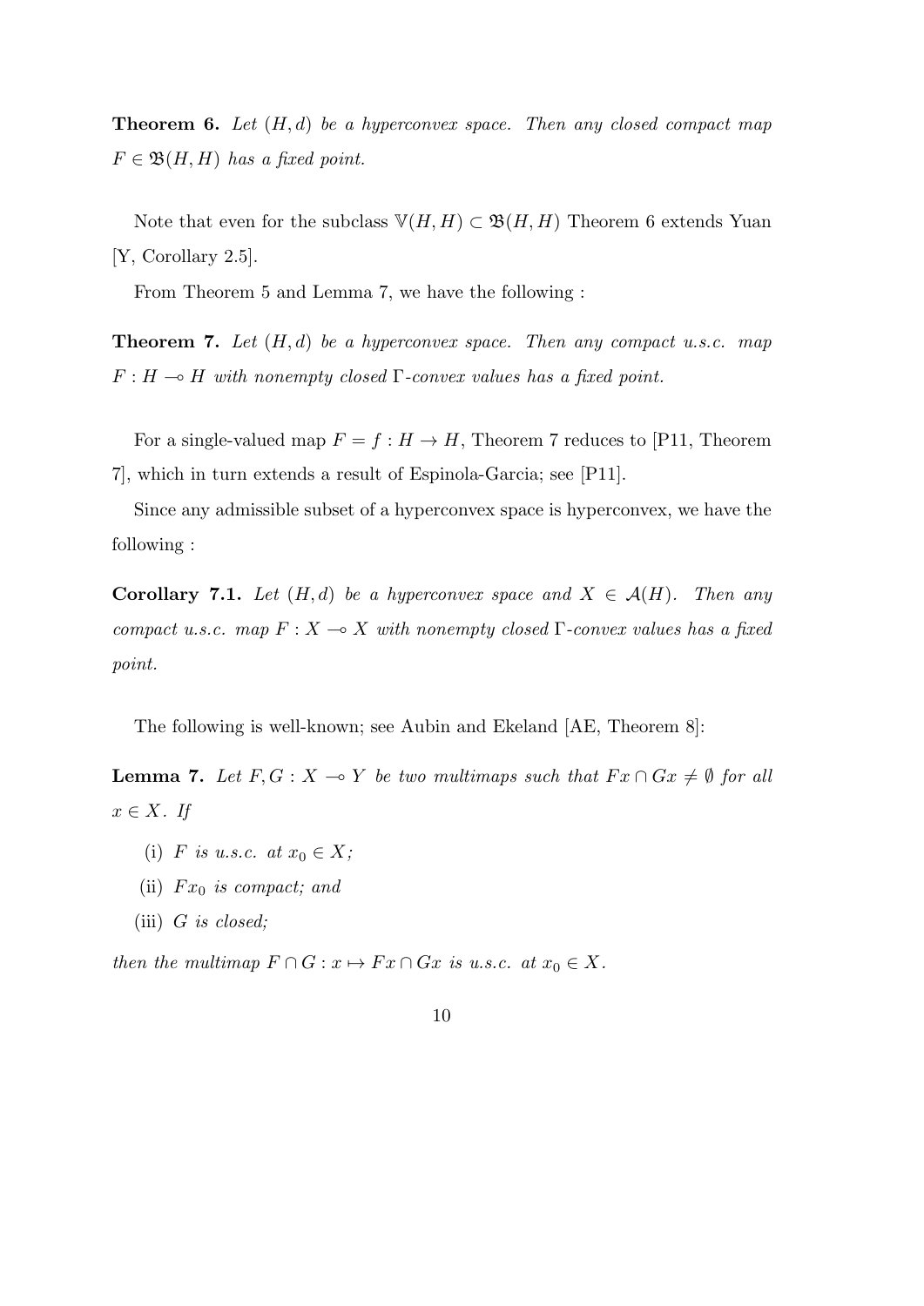**Theorem 6.** *Let $(H, d)$ be a hyperconvex space. Then any closed compact map $F \in \mathfrak{B}(H, H)$ has a fixed point.*

Note that even for the subclass $\mathbb{V}(H, H) \subset \mathfrak{B}(H, H)$ Theorem 6 extends Yuan [Y, Corollary 2.5].

From Theorem 5 and Lemma 7, we have the following :

**Theorem 7.** *Let $(H, d)$ be a hyperconvex space. Then any compact u.s.c. map $F : H \multimap H$ with nonempty closed $\Gamma$-convex values has a fixed point.*

For a single-valued map $F = f : H \to H$, Theorem 7 reduces to [P11, Theorem 7], which in turn extends a result of Espinola-Garcia; see [P11].

Since any admissible subset of a hyperconvex space is hyperconvex, we have the following :

**Corollary 7.1.** *Let $(H, d)$ be a hyperconvex space and $X \in \mathcal{A}(H)$. Then any compact u.s.c. map $F : X \multimap X$ with nonempty closed $\Gamma$-convex values has a fixed point.*

The following is well-known; see Aubin and Ekeland [AE, Theorem 8]:

**Lemma 7.** *Let $F, G : X \multimap Y$ be two multimaps such that $Fx \cap Gx \neq \emptyset$ for all $x \in X$. If*

- (i) *$F$ is u.s.c. at $x_0 \in X$;*
- (ii) *$Fx_0$ is compact; and*
- (iii) *$G$ is closed;*

*then the multimap $F \cap G : x \mapsto Fx \cap Gx$ is u.s.c. at $x_0 \in X$.*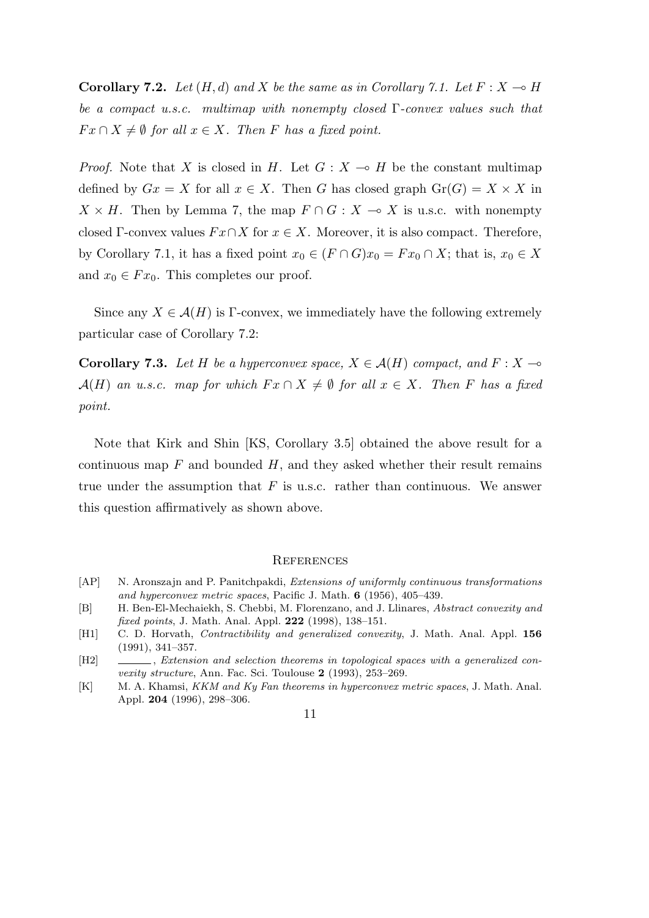**Corollary 7.2.** *Let $(H, d)$ and $X$ be the same as in Corollary 7.1. Let $F : X \multimap H$ be a compact u.s.c. multimap with nonempty closed $\Gamma$-convex values such that $Fx \cap X \neq \emptyset$ for all $x \in X$. Then $F$ has a fixed point.*

*Proof.* Note that $X$ is closed in $H$. Let $G : X \multimap H$ be the constant multimap defined by $Gx = X$ for all $x \in X$. Then $G$ has closed graph $\mathrm{Gr}(G) = X \times X$ in $X \times H$. Then by Lemma 7, the map $F \cap G : X \multimap X$ is u.s.c. with nonempty closed $\Gamma$-convex values $Fx \cap X$ for $x \in X$. Moreover, it is also compact. Therefore, by Corollary 7.1, it has a fixed point $x_0 \in (F \cap G)x_0 = Fx_0 \cap X$; that is, $x_0 \in X$ and $x_0 \in Fx_0$. This completes our proof.

Since any $X \in \mathcal{A}(H)$ is $\Gamma$-convex, we immediately have the following extremely particular case of Corollary 7.2:

**Corollary 7.3.** *Let $H$ be a hyperconvex space, $X \in \mathcal{A}(H)$ compact, and $F : X \multimap \mathcal{A}(H)$ an u.s.c. map for which $Fx \cap X \neq \emptyset$ for all $x \in X$. Then $F$ has a fixed point.*

Note that Kirk and Shin [KS, Corollary 3.5] obtained the above result for a continuous map $F$ and bounded $H$, and they asked whether their result remains true under the assumption that $F$ is u.s.c. rather than continuous. We answer this question affirmatively as shown above.

## References

- [AP] N. Aronszajn and P. Panitchpakdi, *Extensions of uniformly continuous transformations and hyperconvex metric spaces*, Pacific J. Math. **6** (1956), 405–439.
- [B] H. Ben-El-Mechaiekh, S. Chebbi, M. Florenzano, and J. Llinares, *Abstract convexity and fixed points*, J. Math. Anal. Appl. **222** (1998), 138–151.
- [H1] C. D. Horvath, *Contractibility and generalized convexity*, J. Math. Anal. Appl. **156** (1991), 341–357.
- [H2] ______, *Extension and selection theorems in topological spaces with a generalized convexity structure*, Ann. Fac. Sci. Toulouse **2** (1993), 253–269.
- [K] M. A. Khamsi, *KKM and Ky Fan theorems in hyperconvex metric spaces*, J. Math. Anal. Appl. **204** (1996), 298–306.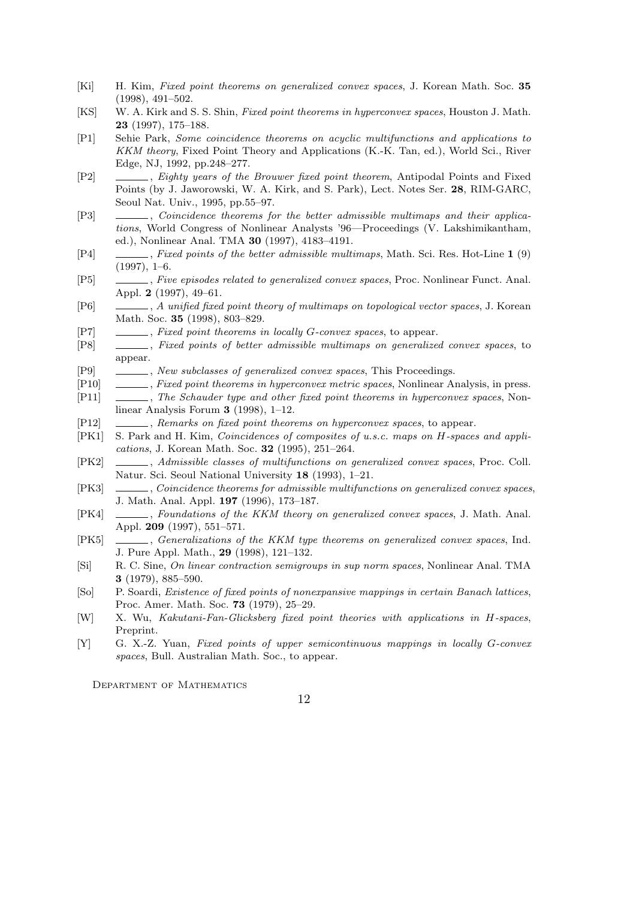[Ki] H. Kim, *Fixed point theorems on generalized convex spaces*, J. Korean Math. Soc. **35** (1998), 491–502.

[KS] W. A. Kirk and S. S. Shin, *Fixed point theorems in hyperconvex spaces*, Houston J. Math. **23** (1997), 175–188.

[P1] Sehie Park, *Some coincidence theorems on acyclic multifunctions and applications to KKM theory*, Fixed Point Theory and Applications (K.-K. Tan, ed.), World Sci., River Edge, NJ, 1992, pp.248–277.

[P2] ______, *Eighty years of the Brouwer fixed point theorem*, Antipodal Points and Fixed Points (by J. Jaworowski, W. A. Kirk, and S. Park), Lect. Notes Ser. **28**, RIM-GARC, Seoul Nat. Univ., 1995, pp.55–97.

[P3] ______, *Coincidence theorems for the better admissible multimaps and their applications*, World Congress of Nonlinear Analysts '96—Proceedings (V. Lakshimikantham, ed.), Nonlinear Anal. TMA **30** (1997), 4183–4191.

[P4] ______, *Fixed points of the better admissible multimaps*, Math. Sci. Res. Hot-Line **1** (9) (1997), 1–6.

[P5] ______, *Five episodes related to generalized convex spaces*, Proc. Nonlinear Funct. Anal. Appl. **2** (1997), 49–61.

[P6] ______, *A unified fixed point theory of multimaps on topological vector spaces*, J. Korean Math. Soc. **35** (1998), 803–829.

[P7] ______, *Fixed point theorems in locally $G$-convex spaces*, to appear.

[P8] ______, *Fixed points of better admissible multimaps on generalized convex spaces*, to appear.

[P9] ______, *New subclasses of generalized convex spaces*, This Proceedings.

[P10] ______, *Fixed point theorems in hyperconvex metric spaces*, Nonlinear Analysis, in press.

[P11] ______, *The Schauder type and other fixed point theorems in hyperconvex spaces*, Nonlinear Analysis Forum **3** (1998), 1–12.

[P12] ______, *Remarks on fixed point theorems on hyperconvex spaces*, to appear.

[PK1] S. Park and H. Kim, *Coincidences of composites of u.s.c. maps on $H$-spaces and applications*, J. Korean Math. Soc. **32** (1995), 251–264.

[PK2] ______, *Admissible classes of multifunctions on generalized convex spaces*, Proc. Coll. Natur. Sci. Seoul National University **18** (1993), 1–21.

[PK3] ______, *Coincidence theorems for admissible multifunctions on generalized convex spaces*, J. Math. Anal. Appl. **197** (1996), 173–187.

[PK4] ______, *Foundations of the KKM theory on generalized convex spaces*, J. Math. Anal. Appl. **209** (1997), 551–571.

[PK5] ______, *Generalizations of the KKM type theorems on generalized convex spaces*, Ind. J. Pure Appl. Math., **29** (1998), 121–132.

[Si] R. C. Sine, *On linear contraction semigroups in sup norm spaces*, Nonlinear Anal. TMA **3** (1979), 885–590.

[So] P. Soardi, *Existence of fixed points of nonexpansive mappings in certain Banach lattices*, Proc. Amer. Math. Soc. **73** (1979), 25–29.

[W] X. Wu, *Kakutani-Fan-Glicksberg fixed point theories with applications in $H$-spaces*, Preprint.

[Y] G. X.-Z. Yuan, *Fixed points of upper semicontinuous mappings in locally $G$-convex spaces*, Bull. Australian Math. Soc., to appear.

Department of Mathematics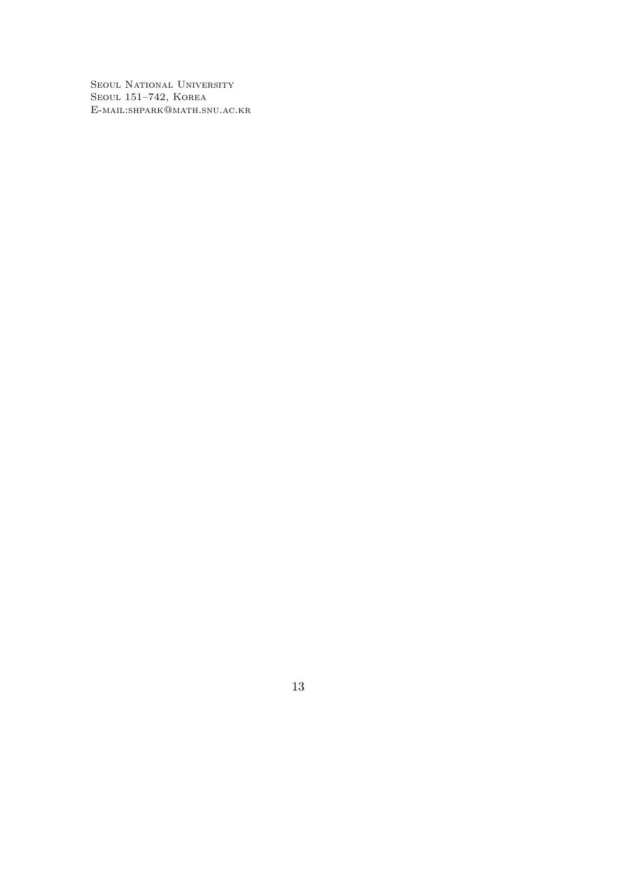Seoul National University
Seoul 151–742, Korea
E-mail:shpark@math.snu.ac.kr